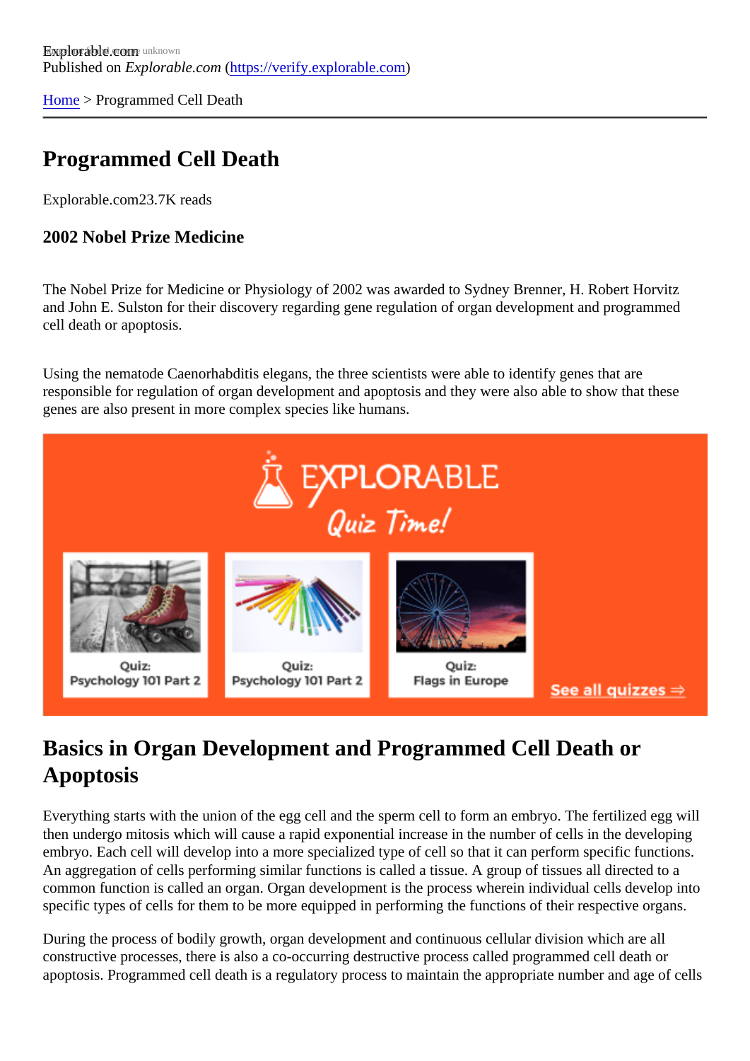Published on *Explorable.com* (https://verify.explorable.com)

Home > Programmed Cell Death

# Programmed Cell Death

Explorable.com23.7K reads

### 2002 Nobel Prize Medicine

The Nobel Prize for Medicine or Physiology of 2002 was awarded to Sydney Brenner, H. Robert Horvitz and John E. Sulston for their discovery regarding gene regulation of organ development and programmed cell death or apoptosis.

Using the nematode Caenorhabditis elegans, the three scientists were able to identify genes that are responsible for regulation of organ development and apoptosis and they were also able to show that these genes are also present in more complex species like humans.

## Basics in Organ Development and Programmed Cell Death or Apoptosis

Everything starts with the union of the egg cell and the sperm cell to form an embryo. The fertilized egg will then undergo mitosis which will cause a rapid exponential increase in the number of cells in the developing embryo. Each cell will develop into a more specialized type of cell so that it can perform specific functions. An aggregation of cells performing similar functions is called a tissue. A group of tissues all directed to a common function is called an organ. Organ development is the process wherein individual cells develop into specific types of cells for them to be more equipped in performing the functions of their respective organs.

During the process of bodily growth, organ development and continuous cellular division which are all constructive processes, there is also a co-occurring destructive process called programmed cell death or apoptosis. Programmed cell death is a regulatory process to maintain the appropriate number and age of cells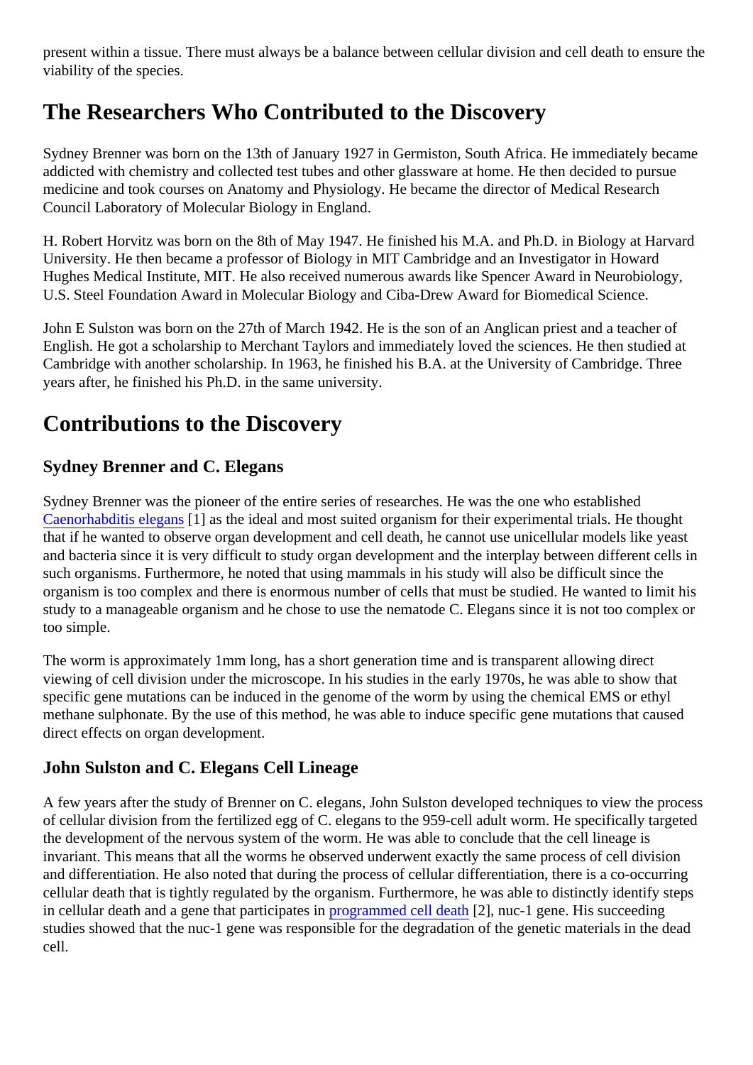present within a tissue. There must always be a balance between cellular division and cell death to ensure the viability of the species.

## The Researchers Who Contributed to the Discovery

Sydney Brenner was born on the 13th of January 1927 in Germiston, South Africa. He immediately became addicted with chemistry and collected test tubes and other glassware at home. He then decided to pursue medicine and took courses on Anatomy and Physiology. He became the director of Medical Research Council Laboratory of Molecular Biology in England.

H. Robert Horvitz was born on the 8th of May 1947. He finished his M.A. and Ph.D. in Biology at Harvard University. He then became a professor of Biology in MIT Cambridge and an Investigator in Howard Hughes Medical Institute, MIT. He also received numerous awards like Spencer Award in Neurobiology, U.S. Steel Foundation Award in Molecular Biology and Ciba-Drew Award for Biomedical Science.

John E Sulston was born on the 27th of March 1942. He is the son of an Anglican priest and a teacher of English. He got a scholarship to Merchant Taylors and immediately loved the sciences. He then studied at Cambridge with another scholarship. In 1963, he finished his B.A. at the University of Cambridge. Three years after, he finished his Ph.D. in the same university.

## Contributions to the Discovery

### Sydney Brenner and C. Elegans

Sydney Brenner was the pioneer of the entire series of researches. He was the one who established Caenorhabditis elegans [1] as the ideal and most suited organism for their experimental trials. He thought that if he wanted to observe organ development and cell death, he cannot use unicellular models like yeast and bacteria since it is very difficult to study organ development and the interplay between different cells in such organisms. Furthermore, he noted that using mammals in his study will also be difficult since the organism is too complex and there is enormous number of cells that must be studied. He wanted to limit his study to a manageable organism and he chose to use the nematode C. Elegans since it is not too complex or too simple.

The worm is approximately 1mm long, has a short generation time and is transparent allowing direct viewing of cell division under the microscope. In his studies in the early 1970s, he was able to show that specific gene mutations can be induced in the genome of the worm by using the chemical EMS or ethyl methane sulphonate. By the use of this method, he was able to induce specific gene mutations that caused direct effects on organ development.

### John Sulston and C. Elegans Cell Lineage

A few years after the study of Brenner on C. elegans, John Sulston developed techniques to view the process of cellular division from the fertilized egg of C. elegans to the 959-cell adult worm. He specifically targeted the development of the nervous system of the worm. He was able to conclude that the cell lineage is invariant. This means that all the worms he observed underwent exactly the same process of cell division and differentiation. He also noted that during the process of cellular differentiation, there is a co-occurring cellular death that is tightly regulated by the organism. Furthermore, he was able to distinctly identify steps in cellular death and a gene that participates in programmed cell death [2], nuc-1 gene. His succeeding studies showed that the nuc-1 gene was responsible for the degradation of the genetic materials in the dead cell.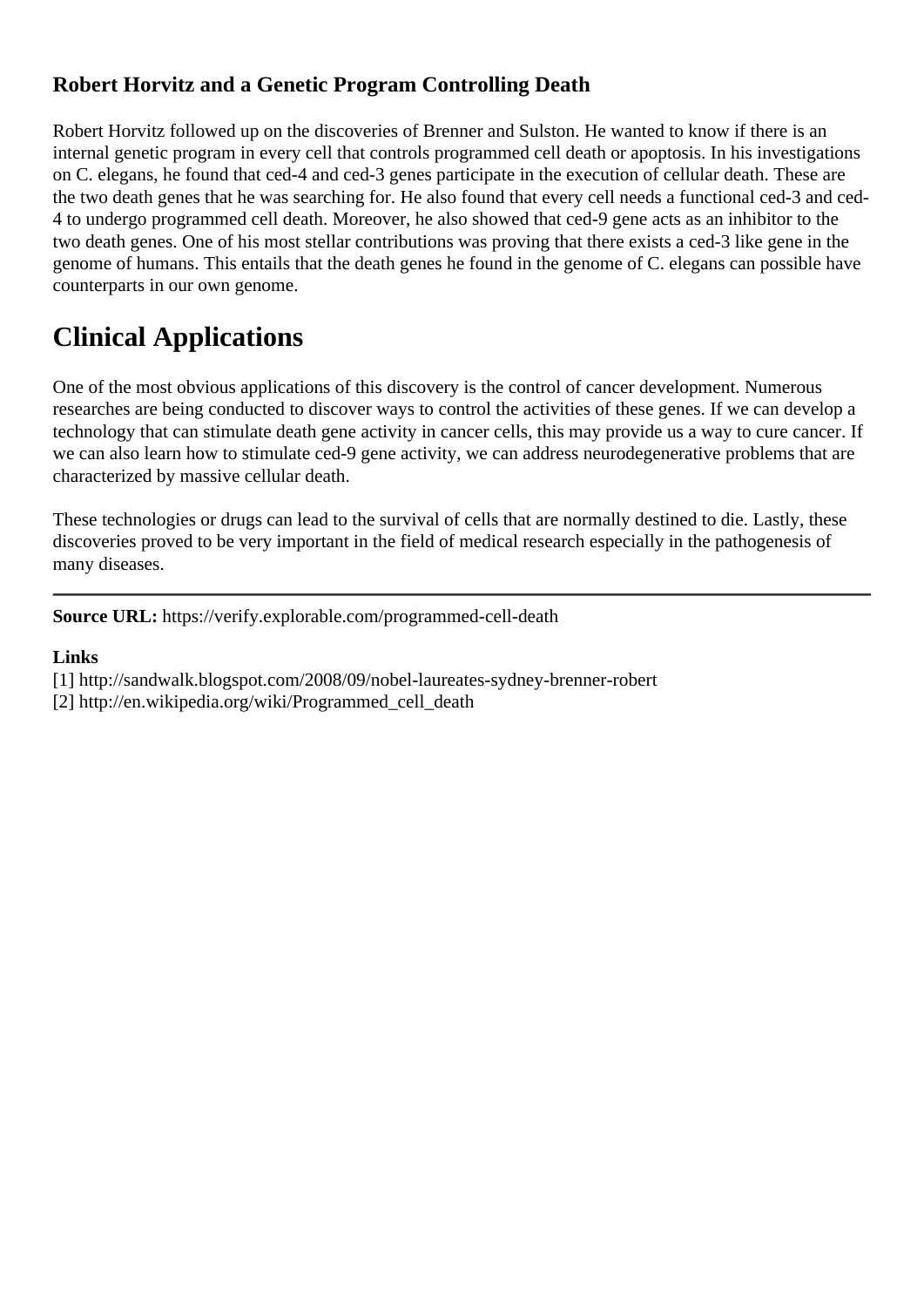### Robert Horvitz and a Genetic Program Controlling Death

Robert Horvitz followed up on the discoveries of Brenner and Sulston. He wanted to know if there is an internal genetic program in every cell that controls programmed cell death or apoptosis. In his investigations on C. elegans, he found that ced-4 and ced-3 genes participate in the execution of cellular death. These are the two death genes that he was searching for. He also found that every cell needs a functional ced-3 and ced-4 to undergo programmed cell death. Moreover, he also showed that ced-9 gene acts as an inhibitor to the two death genes. One of his most stellar contributions was proving that there exists a ced-3 like gene in the genome of humans. This entails that the death genes he found in the genome of C. elegans can possible have counterparts in our own genome.

## Clinical Applications

One of the most obvious applications of this discovery is the control of cancer development. Numerous researches are being conducted to discover ways to control the activities of these genes. If we can develop a technology that can stimulate death gene activity in cancer cells, this may provide us a way to cure cancer. If we can also learn how to stimulate ced-9 gene activity, we can address neurodegenerative problems that are characterized by massive cellular death.

These technologies or drugs can lead to the survival of cells that are normally destined to die. Lastly, these discoveries proved to be very important in the field of medical research especially in the pathogenesis of many diseases.

---

**Source URL:** https://verify.explorable.com/programmed-cell-death

**Links**
[1] http://sandwalk.blogspot.com/2008/09/nobel-laureates-sydney-brenner-robert
[2] http://en.wikipedia.org/wiki/Programmed_cell_death